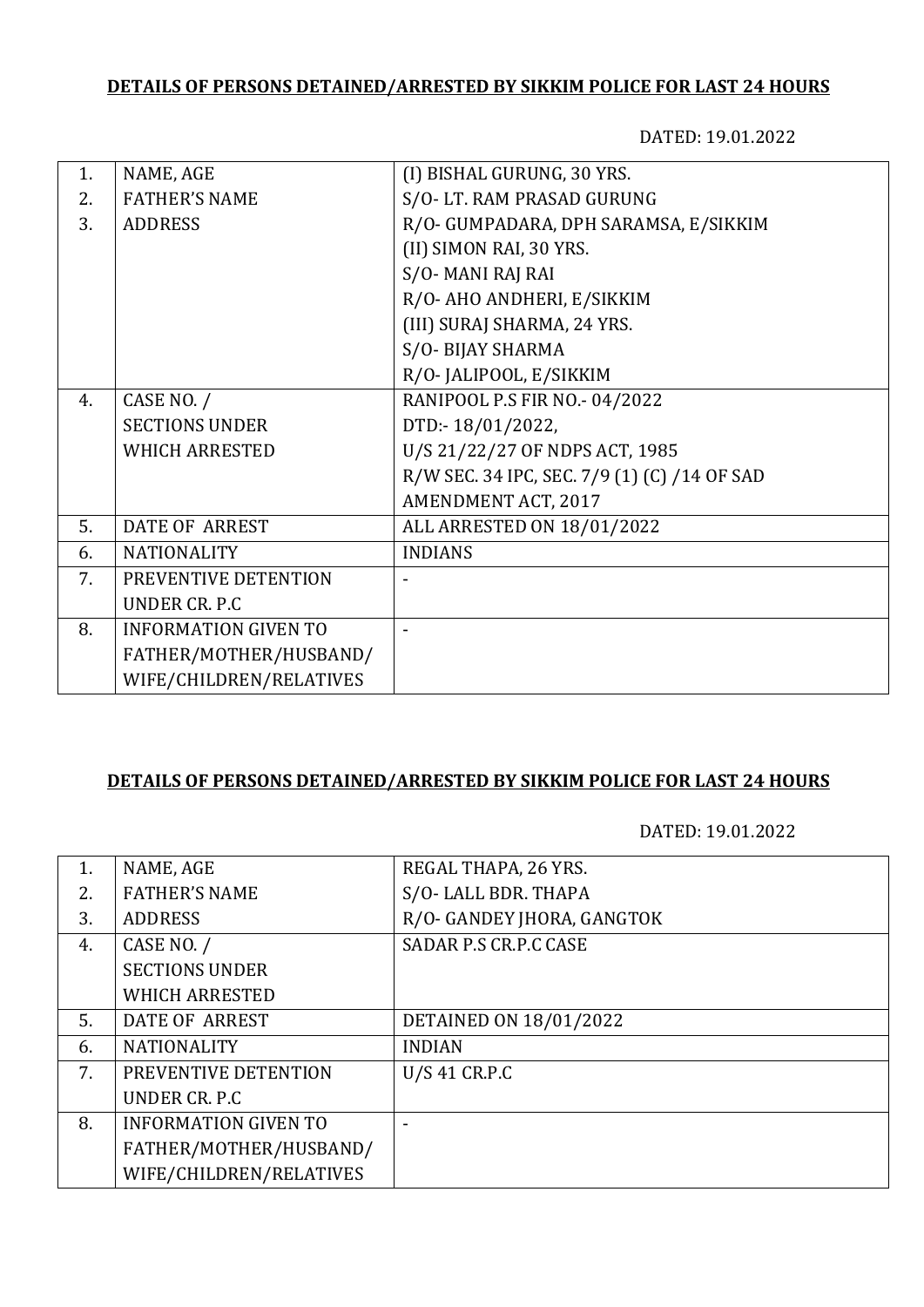**DETAILS OF PERSONS DETAINED/ARRESTED BY SIKKIM POLICE FOR LAST 24 HOURS**

DATED: 19.01.2022

| | | |
|---|---|---|
| 1. | NAME, AGE | (I) BISHAL GURUNG, 30 YRS. |
| 2. | FATHER'S NAME | S/O- LT. RAM PRASAD GURUNG |
| 3. | ADDRESS | R/O- GUMPADARA, DPH SARAMSA, E/SIKKIM<br>(II) SIMON RAI, 30 YRS.<br>S/O- MANI RAJ RAI<br>R/O- AHO ANDHERI, E/SIKKIM<br>(III) SURAJ SHARMA, 24 YRS.<br>S/O- BIJAY SHARMA<br>R/O- JALIPOOL, E/SIKKIM |
| 4. | CASE NO. / SECTIONS UNDER WHICH ARRESTED | RANIPOOL P.S FIR NO.- 04/2022<br>DTD:- 18/01/2022,<br>U/S 21/22/27 OF NDPS ACT, 1985<br>R/W SEC. 34 IPC, SEC. 7/9 (1) (C) /14 OF SAD AMENDMENT ACT, 2017 |
| 5. | DATE OF ARREST | ALL ARRESTED ON 18/01/2022 |
| 6. | NATIONALITY | INDIANS |
| 7. | PREVENTIVE DETENTION UNDER CR. P.C | - |
| 8. | INFORMATION GIVEN TO FATHER/MOTHER/HUSBAND/ WIFE/CHILDREN/RELATIVES | - |

**DETAILS OF PERSONS DETAINED/ARRESTED BY SIKKIM POLICE FOR LAST 24 HOURS**

DATED: 19.01.2022

| | | |
|---|---|---|
| 1. | NAME, AGE | REGAL THAPA, 26 YRS. |
| 2. | FATHER'S NAME | S/O- LALL BDR. THAPA |
| 3. | ADDRESS | R/O- GANDEY JHORA, GANGTOK |
| 4. | CASE NO. / SECTIONS UNDER WHICH ARRESTED | SADAR P.S CR.P.C CASE |
| 5. | DATE OF ARREST | DETAINED ON 18/01/2022 |
| 6. | NATIONALITY | INDIAN |
| 7. | PREVENTIVE DETENTION UNDER CR. P.C | U/S 41 CR.P.C |
| 8. | INFORMATION GIVEN TO FATHER/MOTHER/HUSBAND/ WIFE/CHILDREN/RELATIVES | - |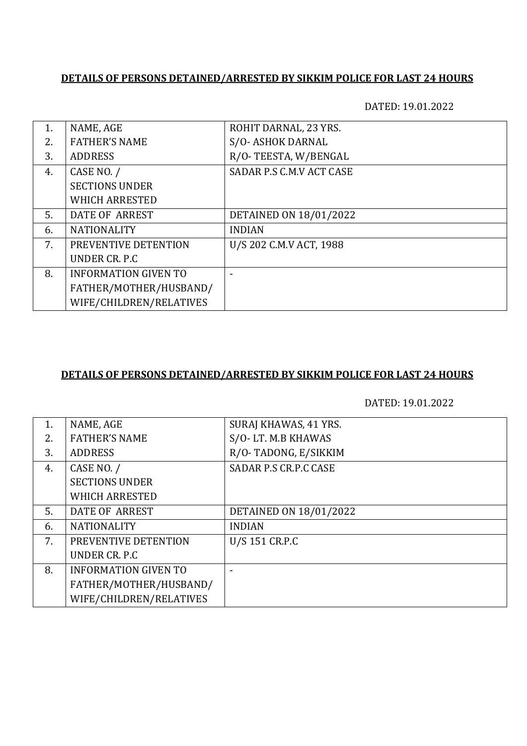**DETAILS OF PERSONS DETAINED/ARRESTED BY SIKKIM POLICE FOR LAST 24 HOURS**

DATED: 19.01.2022

| | | |
|---|---|---|
| 1.<br>2.<br>3. | NAME, AGE<br>FATHER'S NAME<br>ADDRESS | ROHIT DARNAL, 23 YRS.<br>S/O- ASHOK DARNAL<br>R/O- TEESTA, W/BENGAL |
| 4. | CASE NO. /<br>SECTIONS UNDER<br>WHICH ARRESTED | SADAR P.S C.M.V ACT CASE |
| 5. | DATE OF ARREST | DETAINED ON 18/01/2022 |
| 6. | NATIONALITY | INDIAN |
| 7. | PREVENTIVE DETENTION<br>UNDER CR. P.C | U/S 202 C.M.V ACT, 1988 |
| 8. | INFORMATION GIVEN TO<br>FATHER/MOTHER/HUSBAND/<br>WIFE/CHILDREN/RELATIVES | - |

**DETAILS OF PERSONS DETAINED/ARRESTED BY SIKKIM POLICE FOR LAST 24 HOURS**

DATED: 19.01.2022

| | | |
|---|---|---|
| 1.<br>2.<br>3. | NAME, AGE<br>FATHER'S NAME<br>ADDRESS | SURAJ KHAWAS, 41 YRS.<br>S/O- LT. M.B KHAWAS<br>R/O- TADONG, E/SIKKIM |
| 4. | CASE NO. /<br>SECTIONS UNDER<br>WHICH ARRESTED | SADAR P.S CR.P.C CASE |
| 5. | DATE OF ARREST | DETAINED ON 18/01/2022 |
| 6. | NATIONALITY | INDIAN |
| 7. | PREVENTIVE DETENTION<br>UNDER CR. P.C | U/S 151 CR.P.C |
| 8. | INFORMATION GIVEN TO<br>FATHER/MOTHER/HUSBAND/<br>WIFE/CHILDREN/RELATIVES | - |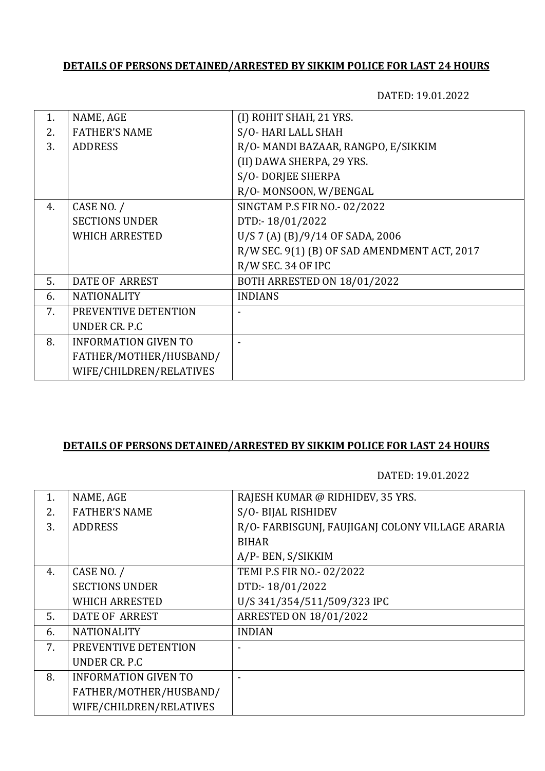**DETAILS OF PERSONS DETAINED/ARRESTED BY SIKKIM POLICE FOR LAST 24 HOURS**

DATED: 19.01.2022

| | | |
|---|---|---|
| 1.<br>2.<br>3. | NAME, AGE<br>FATHER'S NAME<br>ADDRESS | (I) ROHIT SHAH, 21 YRS.<br>S/O- HARI LALL SHAH<br>R/O- MANDI BAZAAR, RANGPO, E/SIKKIM<br>(II) DAWA SHERPA, 29 YRS.<br>S/O- DORJEE SHERPA<br>R/O- MONSOON, W/BENGAL |
| 4. | CASE NO. /<br>SECTIONS UNDER<br>WHICH ARRESTED | SINGTAM P.S FIR NO.- 02/2022<br>DTD:- 18/01/2022<br>U/S 7 (A) (B)/9/14 OF SADA, 2006<br>R/W SEC. 9(1) (B) OF SAD AMENDMENT ACT, 2017<br>R/W SEC. 34 OF IPC |
| 5. | DATE OF ARREST | BOTH ARRESTED ON 18/01/2022 |
| 6. | NATIONALITY | INDIANS |
| 7. | PREVENTIVE DETENTION<br>UNDER CR. P.C | - |
| 8. | INFORMATION GIVEN TO<br>FATHER/MOTHER/HUSBAND/<br>WIFE/CHILDREN/RELATIVES | - |

**DETAILS OF PERSONS DETAINED/ARRESTED BY SIKKIM POLICE FOR LAST 24 HOURS**

DATED: 19.01.2022

| | | |
|---|---|---|
| 1.<br>2.<br>3. | NAME, AGE<br>FATHER'S NAME<br>ADDRESS | RAJESH KUMAR @ RIDHIDEV, 35 YRS.<br>S/O- BIJAL RISHIDEV<br>R/O- FARBISGUNJ, FAUJIGANJ COLONY VILLAGE ARARIA BIHAR<br>A/P- BEN, S/SIKKIM |
| 4. | CASE NO. /<br>SECTIONS UNDER<br>WHICH ARRESTED | TEMI P.S FIR NO.- 02/2022<br>DTD:- 18/01/2022<br>U/S 341/354/511/509/323 IPC |
| 5. | DATE OF ARREST | ARRESTED ON 18/01/2022 |
| 6. | NATIONALITY | INDIAN |
| 7. | PREVENTIVE DETENTION<br>UNDER CR. P.C | - |
| 8. | INFORMATION GIVEN TO<br>FATHER/MOTHER/HUSBAND/<br>WIFE/CHILDREN/RELATIVES | - |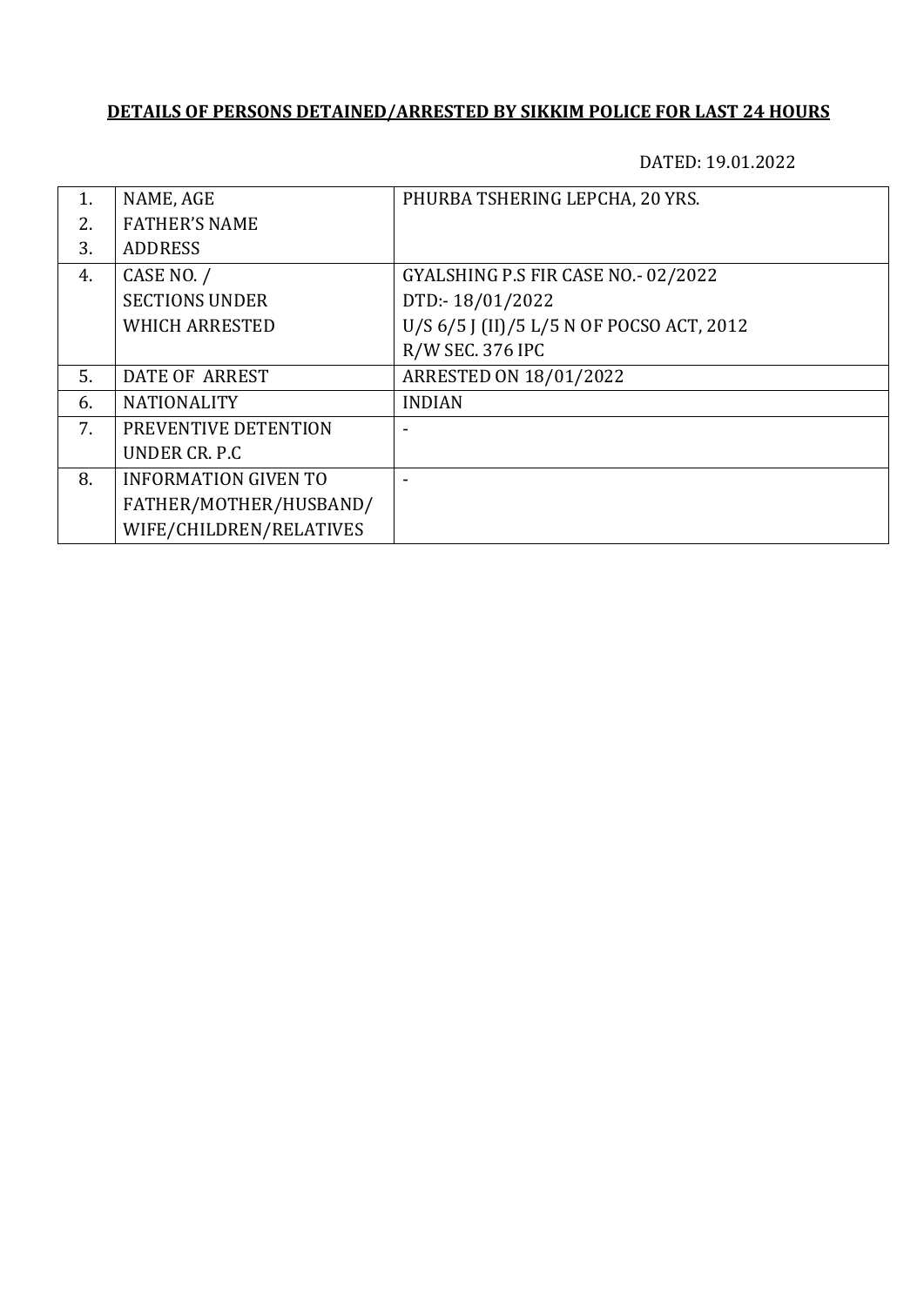**DETAILS OF PERSONS DETAINED/ARRESTED BY SIKKIM POLICE FOR LAST 24 HOURS**

DATED: 19.01.2022

| | | |
|---|---|---|
| 1.<br>2.<br>3. | NAME, AGE<br>FATHER'S NAME<br>ADDRESS | PHURBA TSHERING LEPCHA, 20 YRS. |
| 4. | CASE NO. /<br>SECTIONS UNDER<br>WHICH ARRESTED | GYALSHING P.S FIR CASE NO.- 02/2022<br>DTD:- 18/01/2022<br>U/S 6/5 J (II)/5 L/5 N OF POCSO ACT, 2012<br>R/W SEC. 376 IPC |
| 5. | DATE OF ARREST | ARRESTED ON 18/01/2022 |
| 6. | NATIONALITY | INDIAN |
| 7. | PREVENTIVE DETENTION<br>UNDER CR. P.C | - |
| 8. | INFORMATION GIVEN TO<br>FATHER/MOTHER/HUSBAND/<br>WIFE/CHILDREN/RELATIVES | - |